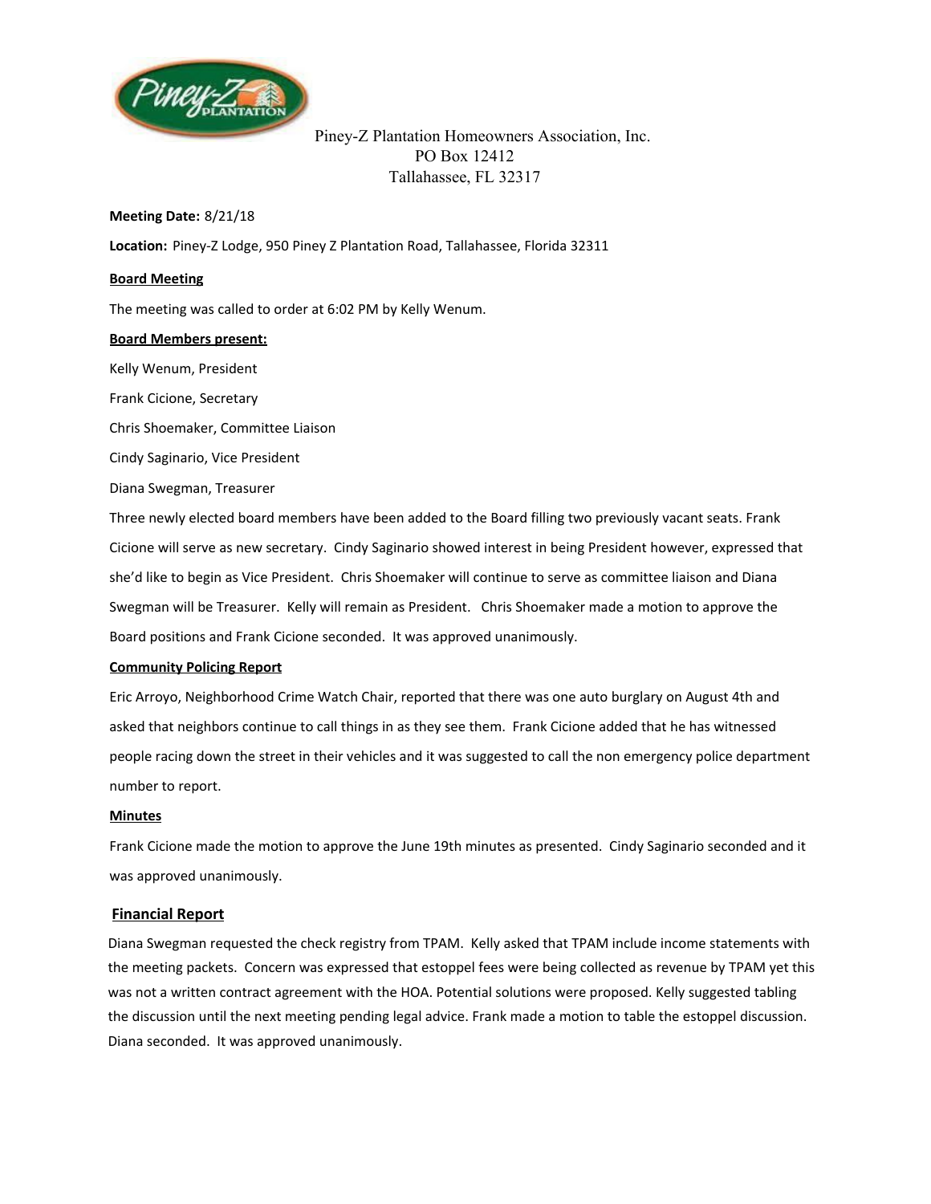Piney-Z Plantation Homeowners Association, Inc.
PO Box 12412
Tallahassee, FL 32317

**Meeting Date:** 8/21/18

**Location:** Piney-Z Lodge, 950 Piney Z Plantation Road, Tallahassee, Florida 32311

**Board Meeting**

The meeting was called to order at 6:02 PM by Kelly Wenum.

**Board Members present:**

Kelly Wenum, President

Frank Cicione, Secretary

Chris Shoemaker, Committee Liaison

Cindy Saginario, Vice President

Diana Swegman, Treasurer

Three newly elected board members have been added to the Board filling two previously vacant seats. Frank Cicione will serve as new secretary. Cindy Saginario showed interest in being President however, expressed that she'd like to begin as Vice President. Chris Shoemaker will continue to serve as committee liaison and Diana Swegman will be Treasurer. Kelly will remain as President. Chris Shoemaker made a motion to approve the Board positions and Frank Cicione seconded. It was approved unanimously.

**Community Policing Report**

Eric Arroyo, Neighborhood Crime Watch Chair, reported that there was one auto burglary on August 4th and asked that neighbors continue to call things in as they see them. Frank Cicione added that he has witnessed people racing down the street in their vehicles and it was suggested to call the non emergency police department number to report.

**Minutes**

Frank Cicione made the motion to approve the June 19th minutes as presented. Cindy Saginario seconded and it was approved unanimously.

## Financial Report

Diana Swegman requested the check registry from TPAM. Kelly asked that TPAM include income statements with the meeting packets. Concern was expressed that estoppel fees were being collected as revenue by TPAM yet this was not a written contract agreement with the HOA. Potential solutions were proposed. Kelly suggested tabling the discussion until the next meeting pending legal advice. Frank made a motion to table the estoppel discussion. Diana seconded. It was approved unanimously.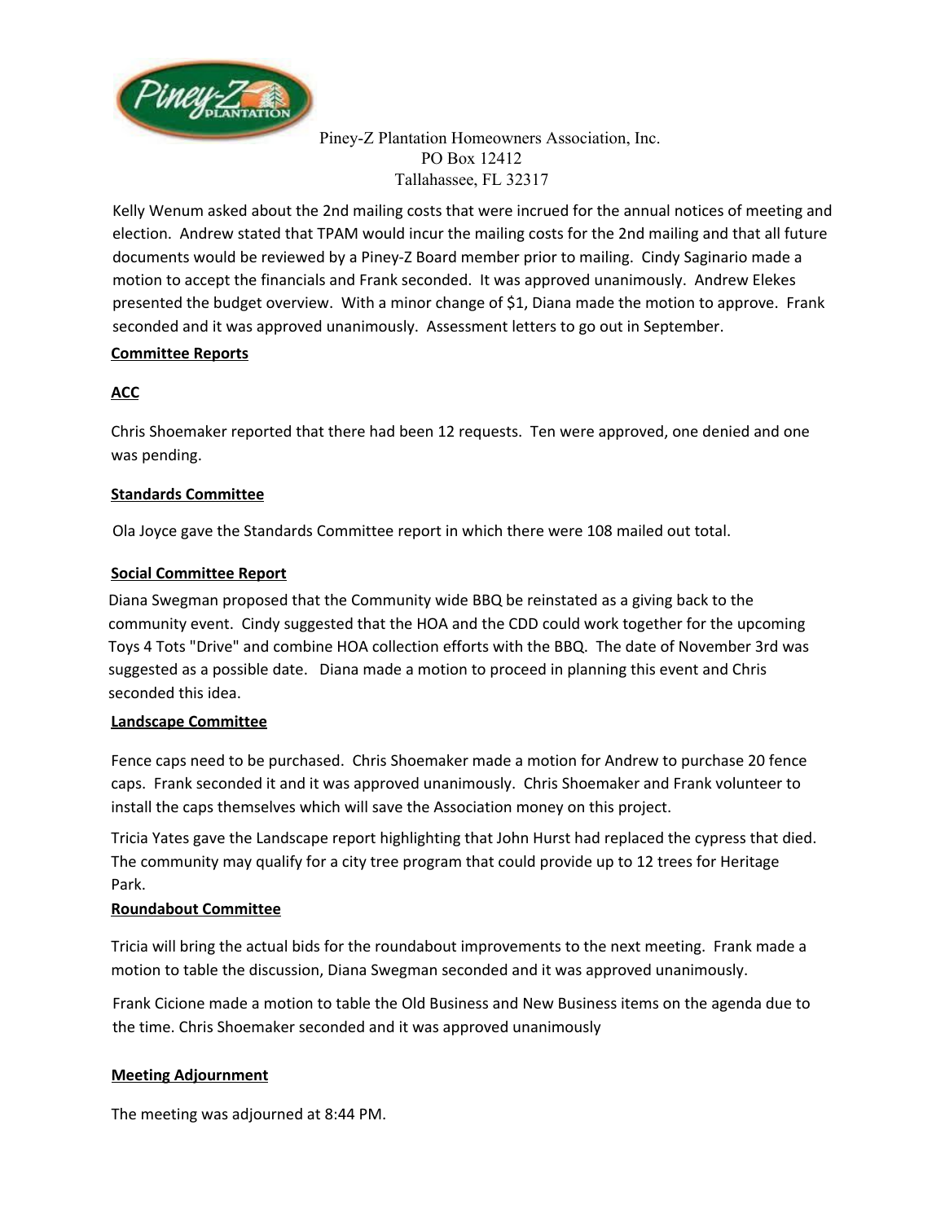Piney-Z Plantation Homeowners Association, Inc.
PO Box 12412
Tallahassee, FL 32317

Kelly Wenum asked about the 2nd mailing costs that were incrued for the annual notices of meeting and election. Andrew stated that TPAM would incur the mailing costs for the 2nd mailing and that all future documents would be reviewed by a Piney-Z Board member prior to mailing. Cindy Saginario made a motion to accept the financials and Frank seconded. It was approved unanimously. Andrew Elekes presented the budget overview. With a minor change of $1, Diana made the motion to approve. Frank seconded and it was approved unanimously. Assessment letters to go out in September.

**Committee Reports**

**ACC**

Chris Shoemaker reported that there had been 12 requests. Ten were approved, one denied and one was pending.

**Standards Committee**

Ola Joyce gave the Standards Committee report in which there were 108 mailed out total.

**Social Committee Report**

Diana Swegman proposed that the Community wide BBQ be reinstated as a giving back to the community event. Cindy suggested that the HOA and the CDD could work together for the upcoming Toys 4 Tots "Drive" and combine HOA collection efforts with the BBQ. The date of November 3rd was suggested as a possible date. Diana made a motion to proceed in planning this event and Chris seconded this idea.

**Landscape Committee**

Fence caps need to be purchased. Chris Shoemaker made a motion for Andrew to purchase 20 fence caps. Frank seconded it and it was approved unanimously. Chris Shoemaker and Frank volunteer to install the caps themselves which will save the Association money on this project.

Tricia Yates gave the Landscape report highlighting that John Hurst had replaced the cypress that died. The community may qualify for a city tree program that could provide up to 12 trees for Heritage Park.

**Roundabout Committee**

Tricia will bring the actual bids for the roundabout improvements to the next meeting. Frank made a motion to table the discussion, Diana Swegman seconded and it was approved unanimously.

Frank Cicione made a motion to table the Old Business and New Business items on the agenda due to the time. Chris Shoemaker seconded and it was approved unanimously

**Meeting Adjournment**

The meeting was adjourned at 8:44 PM.